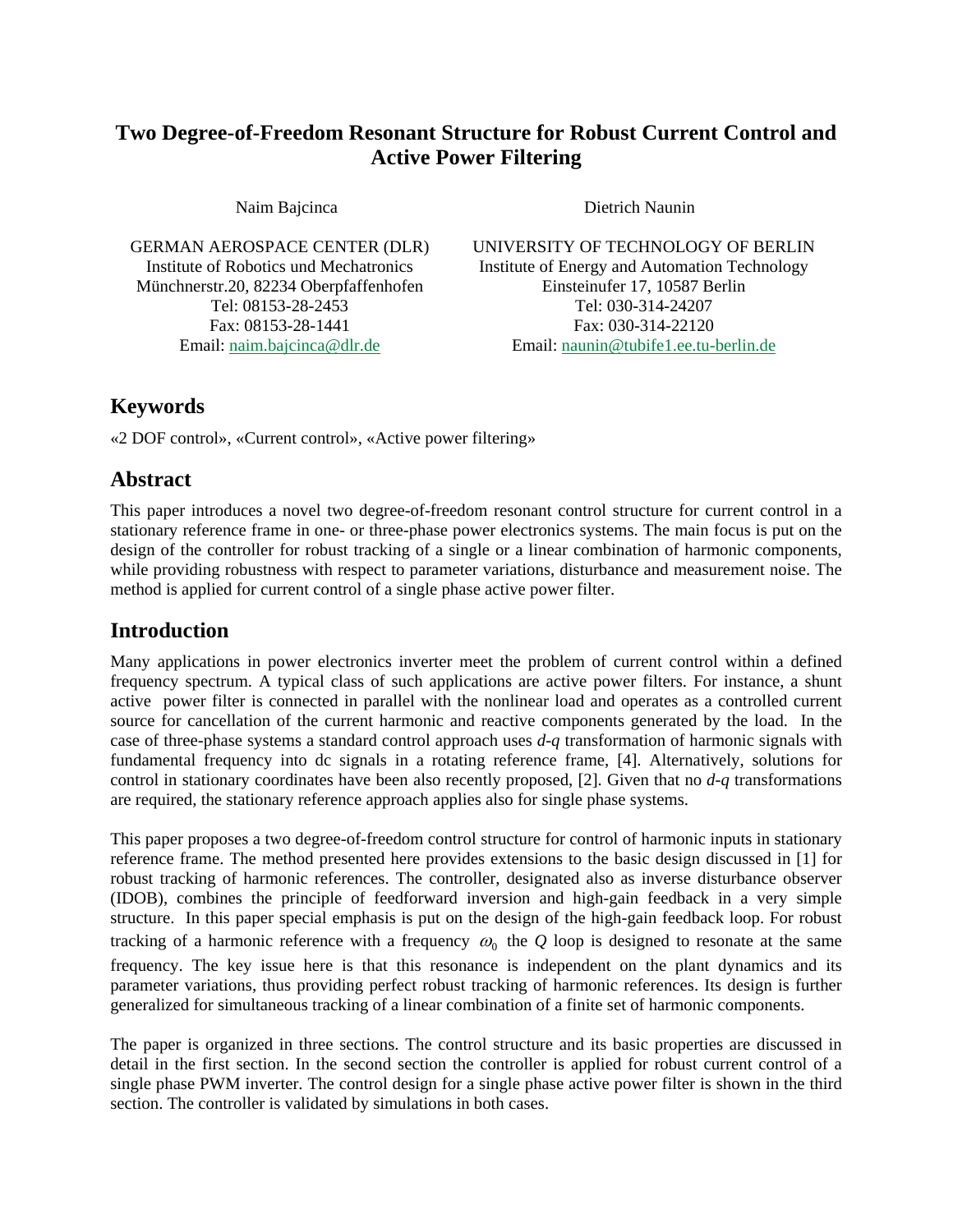# Two Degree-of-Freedom Resonant Structure for Robust Current Control and Active Power Filtering

Naim Bajcinca

GERMAN AEROSPACE CENTER (DLR)
Institute of Robotics und Mechatronics
Münchnerstr.20, 82234 Oberpfaffenhofen
Tel: 08153-28-2453
Fax: 08153-28-1441
Email: naim.bajcinca@dlr.de

Dietrich Naunin

UNIVERSITY OF TECHNOLOGY OF BERLIN
Institute of Energy and Automation Technology
Einsteinufer 17, 10587 Berlin
Tel: 030-314-24207
Fax: 030-314-22120
Email: naunin@tubife1.ee.tu-berlin.de

## Keywords

«2 DOF control», «Current control», «Active power filtering»

## Abstract

This paper introduces a novel two degree-of-freedom resonant control structure for current control in a stationary reference frame in one- or three-phase power electronics systems. The main focus is put on the design of the controller for robust tracking of a single or a linear combination of harmonic components, while providing robustness with respect to parameter variations, disturbance and measurement noise. The method is applied for current control of a single phase active power filter.

## Introduction

Many applications in power electronics inverter meet the problem of current control within a defined frequency spectrum. A typical class of such applications are active power filters. For instance, a shunt active power filter is connected in parallel with the nonlinear load and operates as a controlled current source for cancellation of the current harmonic and reactive components generated by the load. In the case of three-phase systems a standard control approach uses *d-q* transformation of harmonic signals with fundamental frequency into dc signals in a rotating reference frame, [4]. Alternatively, solutions for control in stationary coordinates have been also recently proposed, [2]. Given that no *d-q* transformations are required, the stationary reference approach applies also for single phase systems.

This paper proposes a two degree-of-freedom control structure for control of harmonic inputs in stationary reference frame. The method presented here provides extensions to the basic design discussed in [1] for robust tracking of harmonic references. The controller, designated also as inverse disturbance observer (IDOB), combines the principle of feedforward inversion and high-gain feedback in a very simple structure. In this paper special emphasis is put on the design of the high-gain feedback loop. For robust tracking of a harmonic reference with a frequency $\omega_0$ the $Q$ loop is designed to resonate at the same frequency. The key issue here is that this resonance is independent on the plant dynamics and its parameter variations, thus providing perfect robust tracking of harmonic references. Its design is further generalized for simultaneous tracking of a linear combination of a finite set of harmonic components.

The paper is organized in three sections. The control structure and its basic properties are discussed in detail in the first section. In the second section the controller is applied for robust current control of a single phase PWM inverter. The control design for a single phase active power filter is shown in the third section. The controller is validated by simulations in both cases.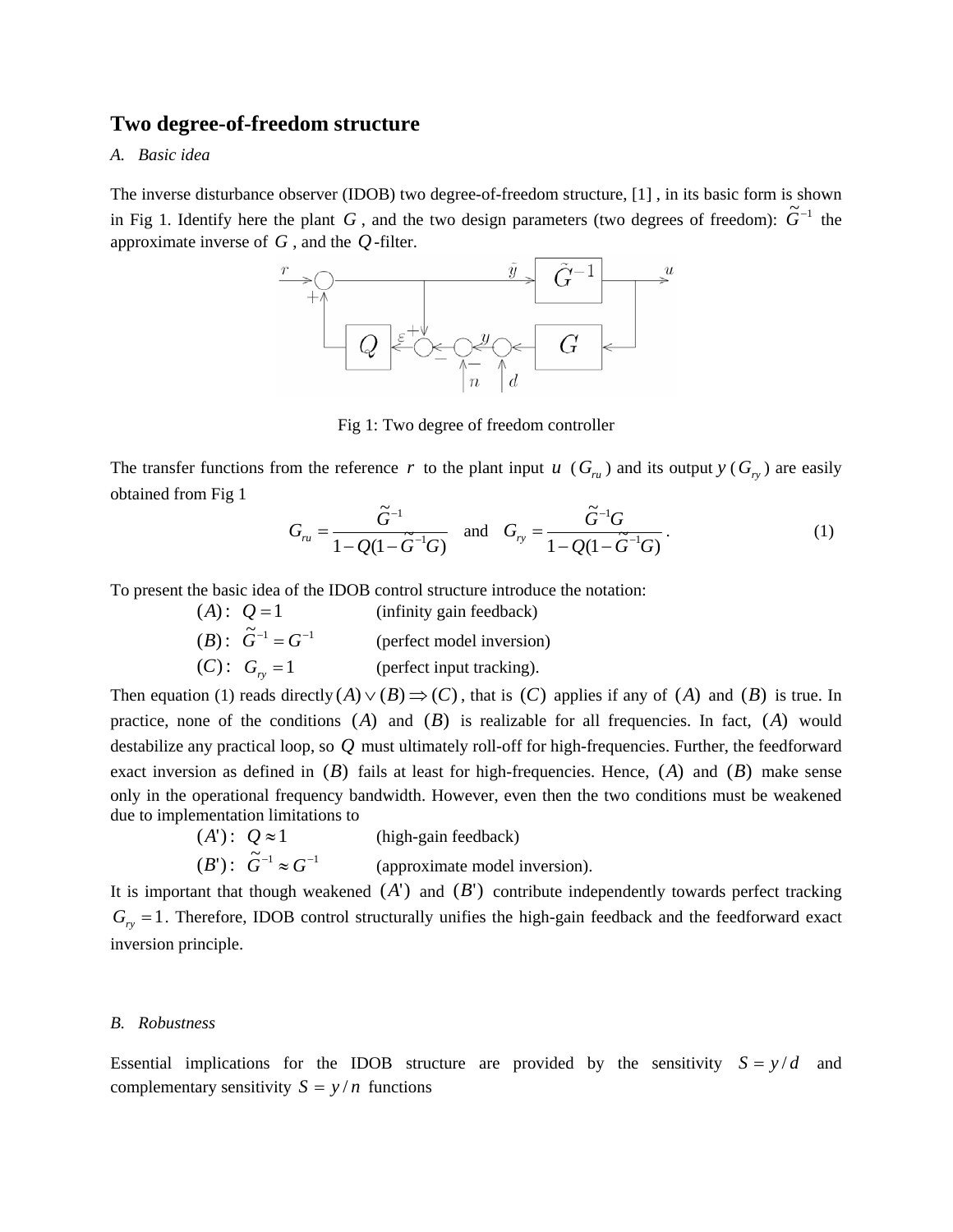## Two degree-of-freedom structure

*A. Basic idea*

The inverse disturbance observer (IDOB) two degree-of-freedom structure, [1] , in its basic form is shown in Fig 1. Identify here the plant $G$ , and the two design parameters (two degrees of freedom): $\tilde{G}^{-1}$ the approximate inverse of $G$ , and the $Q$-filter.

Fig 1: Two degree of freedom controller

The transfer functions from the reference $r$ to the plant input $u$ ($G_{ru}$) and its output $y$ ($G_{ry}$) are easily obtained from Fig 1

$$G_{ru} = \frac{\tilde{G}^{-1}}{1 - Q(1 - \tilde{G}^{-1}G)} \quad \text{and} \quad G_{ry} = \frac{\tilde{G}^{-1}G}{1 - Q(1 - \tilde{G}^{-1}G)} . \tag{1}$$

To present the basic idea of the IDOB control structure introduce the notation:

$(A)$: $Q = 1$ (infinity gain feedback)

$(B)$: $\tilde{G}^{-1} = G^{-1}$ (perfect model inversion)

$(C)$: $G_{ry} = 1$ (perfect input tracking).

Then equation (1) reads directly $(A) \vee (B) \Rightarrow (C)$, that is $(C)$ applies if any of $(A)$ and $(B)$ is true. In practice, none of the conditions $(A)$ and $(B)$ is realizable for all frequencies. In fact, $(A)$ would destabilize any practical loop, so $Q$ must ultimately roll-off for high-frequencies. Further, the feedforward exact inversion as defined in $(B)$ fails at least for high-frequencies. Hence, $(A)$ and $(B)$ make sense only in the operational frequency bandwidth. However, even then the two conditions must be weakened due to implementation limitations to

$(A')$: $Q \approx 1$ (high-gain feedback)

$(B')$: $\tilde{G}^{-1} \approx G^{-1}$ (approximate model inversion).

It is important that though weakened $(A')$ and $(B')$ contribute independently towards perfect tracking $G_{ry} = 1$. Therefore, IDOB control structurally unifies the high-gain feedback and the feedforward exact inversion principle.

*B. Robustness*

Essential implications for the IDOB structure are provided by the sensitivity $S = y/d$ and complementary sensitivity $S = y/n$ functions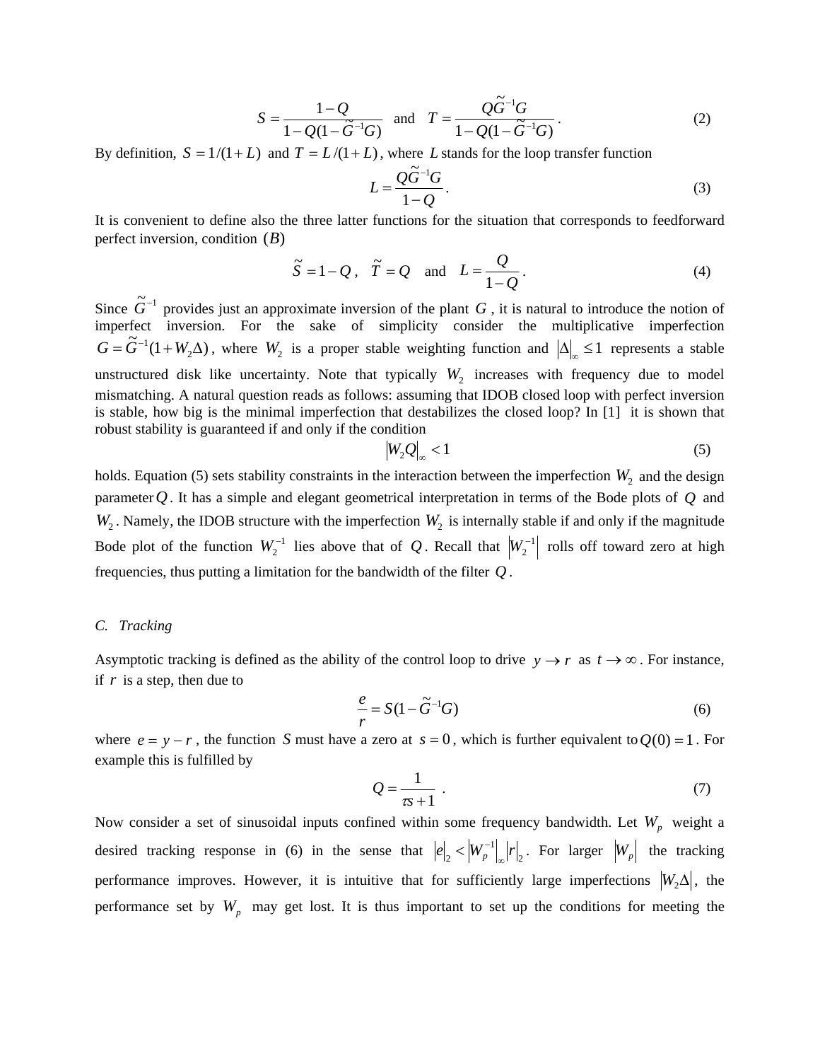$$S = \frac{1-Q}{1-Q(1-\tilde{G}^{-1}G)} \quad \text{and} \quad T = \frac{Q\tilde{G}^{-1}G}{1-Q(1-\tilde{G}^{-1}G)}\,. \tag{2}$$

By definition, $S = 1/(1+L)$ and $T = L/(1+L)$, where $L$ stands for the loop transfer function

$$L = \frac{Q\tilde{G}^{-1}G}{1-Q}\,. \tag{3}$$

It is convenient to define also the three latter functions for the situation that corresponds to feedforward perfect inversion, condition $(B)$

$$\tilde{S} = 1-Q\,, \quad \tilde{T} = Q \quad \text{and} \quad L = \frac{Q}{1-Q}\,. \tag{4}$$

Since $\tilde{G}^{-1}$ provides just an approximate inversion of the plant $G$, it is natural to introduce the notion of imperfect inversion. For the sake of simplicity consider the multiplicative imperfection $G = \tilde{G}^{-1}(1+W_2\Delta)$, where $W_2$ is a proper stable weighting function and $|\Delta|_\infty \le 1$ represents a stable unstructured disk like uncertainty. Note that typically $W_2$ increases with frequency due to model mismatching. A natural question reads as follows: assuming that IDOB closed loop with perfect inversion is stable, how big is the minimal imperfection that destabilizes the closed loop? In [1] it is shown that robust stability is guaranteed if and only if the condition

$$|W_2Q|_\infty < 1 \tag{5}$$

holds. Equation (5) sets stability constraints in the interaction between the imperfection $W_2$ and the design parameter $Q$. It has a simple and elegant geometrical interpretation in terms of the Bode plots of $Q$ and $W_2$. Namely, the IDOB structure with the imperfection $W_2$ is internally stable if and only if the magnitude Bode plot of the function $W_2^{-1}$ lies above that of $Q$. Recall that $|W_2^{-1}|$ rolls off toward zero at high frequencies, thus putting a limitation for the bandwidth of the filter $Q$.

### C. Tracking

Asymptotic tracking is defined as the ability of the control loop to drive $y \to r$ as $t \to \infty$. For instance, if $r$ is a step, then due to

$$\frac{e}{r} = S(1-\tilde{G}^{-1}G) \tag{6}$$

where $e = y - r$, the function $S$ must have a zero at $s = 0$, which is further equivalent to $Q(0) = 1$. For example this is fulfilled by

$$Q = \frac{1}{\tau s+1}\,. \tag{7}$$

Now consider a set of sinusoidal inputs confined within some frequency bandwidth. Let $W_p$ weight a desired tracking response in (6) in the sense that $|e|_2 < |W_p^{-1}|_\infty |r|_2$. For larger $|W_p|$ the tracking performance improves. However, it is intuitive that for sufficiently large imperfections $|W_2\Delta|$, the performance set by $W_p$ may get lost. It is thus important to set up the conditions for meeting the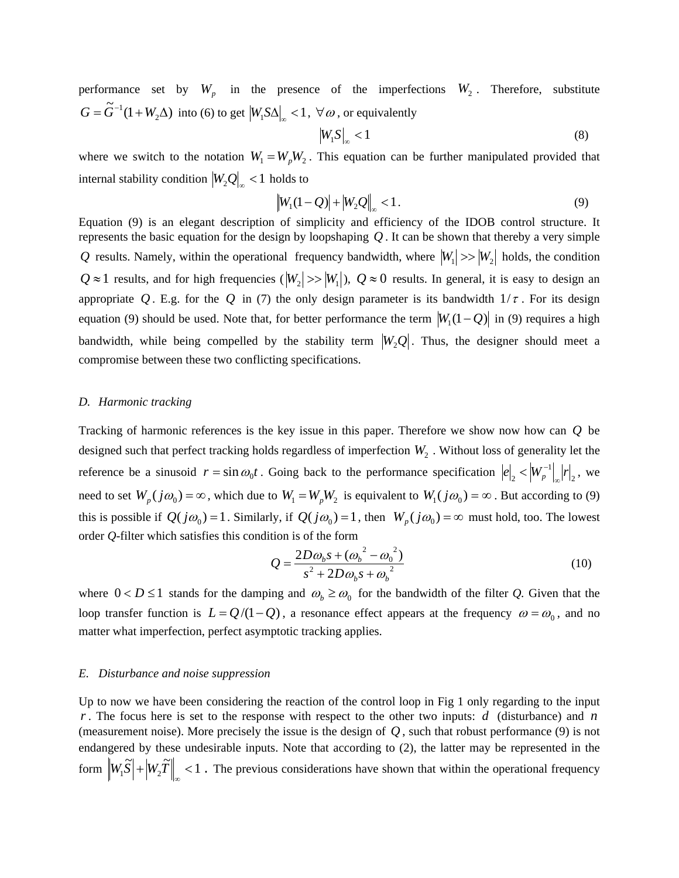performance set by $W_p$ in the presence of the imperfections $W_2$. Therefore, substitute $G = \tilde{G}^{-1}(1 + W_2\Delta)$ into (6) to get $|W_1 S\Delta|_\infty < 1$, $\forall \omega$, or equivalently

$$|W_1 S|_\infty < 1 \tag{8}$$

where we switch to the notation $W_1 = W_p W_2$. This equation can be further manipulated provided that internal stability condition $|W_2 Q|_\infty < 1$ holds to

$$\| W_1(1-Q)| + |W_2 Q\|_\infty < 1. \tag{9}$$

Equation (9) is an elegant description of simplicity and efficiency of the IDOB control structure. It represents the basic equation for the design by loopshaping $Q$. It can be shown that thereby a very simple $Q$ results. Namely, within the operational frequency bandwidth, where $|W_1| >> |W_2|$ holds, the condition $Q \approx 1$ results, and for high frequencies ($|W_2| >> |W_1|$), $Q \approx 0$ results. In general, it is easy to design an appropriate $Q$. E.g. for the $Q$ in (7) the only design parameter is its bandwidth $1/\tau$. For its design equation (9) should be used. Note that, for better performance the term $|W_1(1-Q)|$ in (9) requires a high bandwidth, while being compelled by the stability term $|W_2 Q|$. Thus, the designer should meet a compromise between these two conflicting specifications.

### D. Harmonic tracking

Tracking of harmonic references is the key issue in this paper. Therefore we show now how can $Q$ be designed such that perfect tracking holds regardless of imperfection $W_2$. Without loss of generality let the reference be a sinusoid $r = \sin \omega_0 t$. Going back to the performance specification $|e|_2 < |W_p^{-1}|_\infty |r|_2$, we need to set $W_p(j\omega_0) = \infty$, which due to $W_1 = W_p W_2$ is equivalent to $W_1(j\omega_0) = \infty$. But according to (9) this is possible if $Q(j\omega_0) = 1$. Similarly, if $Q(j\omega_0) = 1$, then $W_p(j\omega_0) = \infty$ must hold, too. The lowest order *Q*-filter which satisfies this condition is of the form

$$Q = \frac{2D\omega_b s + (\omega_b{}^2 - \omega_0{}^2)}{s^2 + 2D\omega_b s + \omega_b{}^2} \tag{10}$$

where $0 < D \le 1$ stands for the damping and $\omega_b \ge \omega_0$ for the bandwidth of the filter *Q*. Given that the loop transfer function is $L = Q/(1-Q)$, a resonance effect appears at the frequency $\omega = \omega_0$, and no matter what imperfection, perfect asymptotic tracking applies.

### E. Disturbance and noise suppression

Up to now we have been considering the reaction of the control loop in Fig 1 only regarding to the input $r$. The focus here is set to the response with respect to the other two inputs: $d$ (disturbance) and $n$ (measurement noise). More precisely the issue is the design of $Q$, such that robust performance (9) is not endangered by these undesirable inputs. Note that according to (2), the latter may be represented in the form $\| W_1 \tilde{S}| + |W_2 \tilde{T}\|_\infty < 1$. The previous considerations have shown that within the operational frequency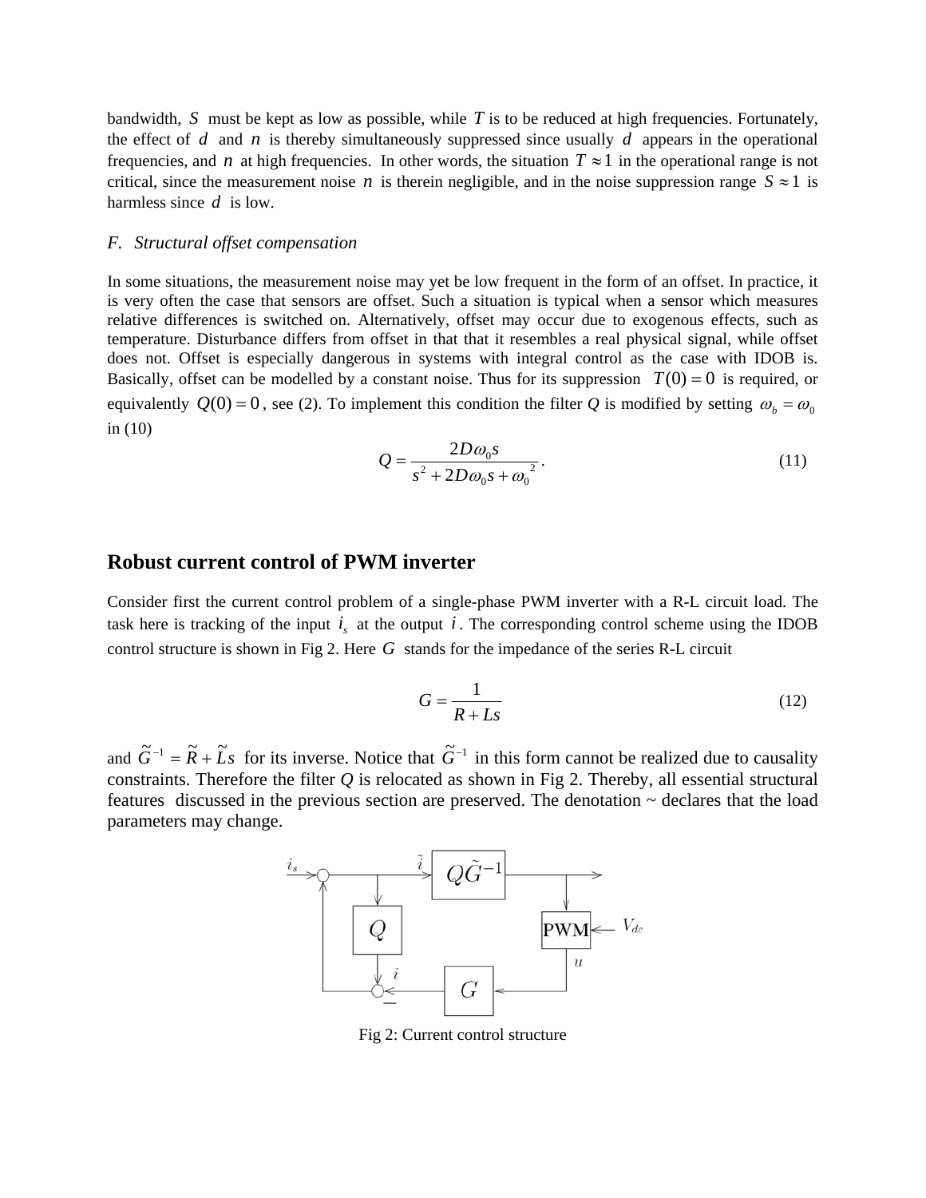bandwidth, $S$ must be kept as low as possible, while $T$ is to be reduced at high frequencies. Fortunately, the effect of $d$ and $n$ is thereby simultaneously suppressed since usually $d$ appears in the operational frequencies, and $n$ at high frequencies. In other words, the situation $T \approx 1$ in the operational range is not critical, since the measurement noise $n$ is therein negligible, and in the noise suppression range $S \approx 1$ is harmless since $d$ is low.

### *F. Structural offset compensation*

In some situations, the measurement noise may yet be low frequent in the form of an offset. In practice, it is very often the case that sensors are offset. Such a situation is typical when a sensor which measures relative differences is switched on. Alternatively, offset may occur due to exogenous effects, such as temperature. Disturbance differs from offset in that that it resembles a real physical signal, while offset does not. Offset is especially dangerous in systems with integral control as the case with IDOB is. Basically, offset can be modelled by a constant noise. Thus for its suppression $T(0) = 0$ is required, or equivalently $Q(0) = 0$, see (2). To implement this condition the filter $Q$ is modified by setting $\omega_b = \omega_0$ in (10)

$$Q = \frac{2D\omega_0 s}{s^2 + 2D\omega_0 s + \omega_0{}^2}. \tag{11}$$

## Robust current control of PWM inverter

Consider first the current control problem of a single-phase PWM inverter with a R-L circuit load. The task here is tracking of the input $i_s$ at the output $i$. The corresponding control scheme using the IDOB control structure is shown in Fig 2. Here $G$ stands for the impedance of the series R-L circuit

$$G = \frac{1}{R + Ls} \tag{12}$$

and $\tilde{G}^{-1} = \tilde{R} + \tilde{L}s$ for its inverse. Notice that $\tilde{G}^{-1}$ in this form cannot be realized due to causality constraints. Therefore the filter $Q$ is relocated as shown in Fig 2. Thereby, all essential structural features discussed in the previous section are preserved. The denotation ~ declares that the load parameters may change.

$i_s$ $\tilde{i}$ $Q\tilde{G}^{-1}$ $Q$ PWM $V_{dc}$ $u$ $i$ $G$ −

Fig 2: Current control structure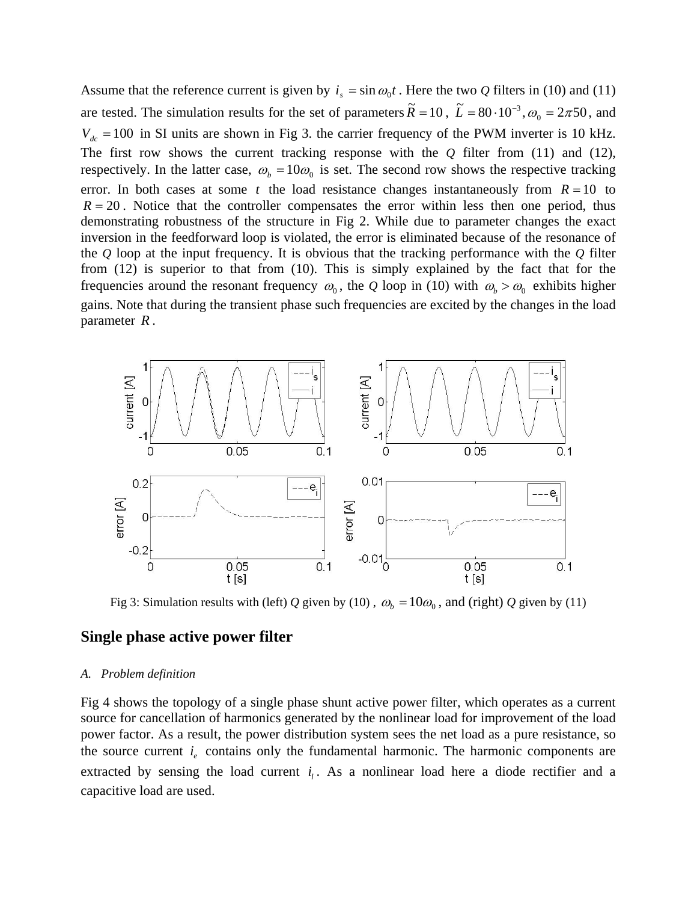Assume that the reference current is given by $i_s = \sin \omega_0 t$. Here the two *Q* filters in (10) and (11) are tested. The simulation results for the set of parameters $\tilde{R} = 10$, $\tilde{L} = 80 \cdot 10^{-3}$, $\omega_0 = 2\pi 50$, and $V_{dc} = 100$ in SI units are shown in Fig 3. the carrier frequency of the PWM inverter is 10 kHz. The first row shows the current tracking response with the *Q* filter from (11) and (12), respectively. In the latter case, $\omega_b = 10\omega_0$ is set. The second row shows the respective tracking error. In both cases at some $t$ the load resistance changes instantaneously from $R = 10$ to $R = 20$. Notice that the controller compensates the error within less then one period, thus demonstrating robustness of the structure in Fig 2. While due to parameter changes the exact inversion in the feedforward loop is violated, the error is eliminated because of the resonance of the *Q* loop at the input frequency. It is obvious that the tracking performance with the *Q* filter from (12) is superior to that from (10). This is simply explained by the fact that for the frequencies around the resonant frequency $\omega_0$, the *Q* loop in (10) with $\omega_b > \omega_0$ exhibits higher gains. Note that during the transient phase such frequencies are excited by the changes in the load parameter $R$.

current [A]
1
0
-1
0 0.05 0.1
$i_s$
$i$

current [A]
1
0
-1
0 0.05 0.1
$i_s$
$i$

error [A]
0.2
0
-0.2
0 0.05 0.1
t [s]
$e_i$

error [A]
0.01
0
-0.01
0 0.05 0.1
t [s]
$e_i$

Fig 3: Simulation results with (left) *Q* given by (10), $\omega_b = 10\omega_0$, and (right) *Q* given by (11)

## Single phase active power filter

### *A. Problem definition*

Fig 4 shows the topology of a single phase shunt active power filter, which operates as a current source for cancellation of harmonics generated by the nonlinear load for improvement of the load power factor. As a result, the power distribution system sees the net load as a pure resistance, so the source current $i_e$ contains only the fundamental harmonic. The harmonic components are extracted by sensing the load current $i_l$. As a nonlinear load here a diode rectifier and a capacitive load are used.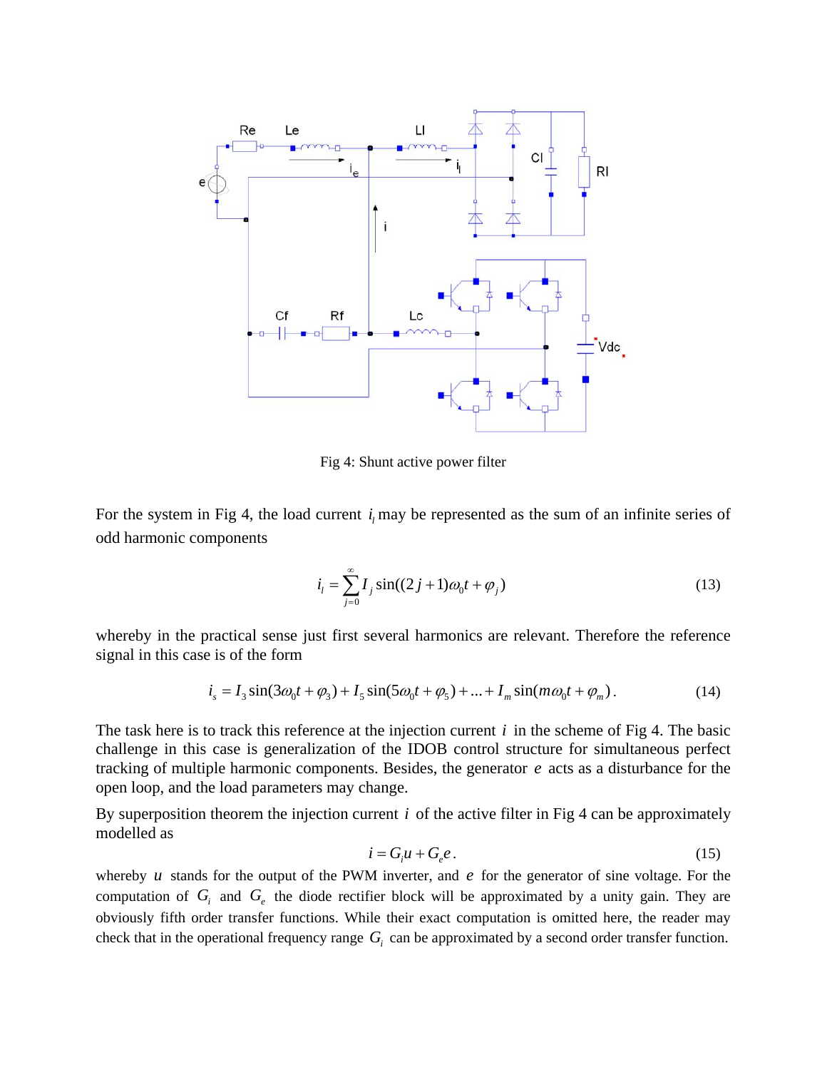Fig 4: Shunt active power filter

For the system in Fig 4, the load current $i_l$ may be represented as the sum of an infinite series of odd harmonic components

$$i_l = \sum_{j=0}^{\infty} I_j \sin((2j+1)\omega_0 t + \varphi_j) \tag{13}$$

whereby in the practical sense just first several harmonics are relevant. Therefore the reference signal in this case is of the form

$$i_s = I_3 \sin(3\omega_0 t + \varphi_3) + I_5 \sin(5\omega_0 t + \varphi_5) + \ldots + I_m \sin(m\omega_0 t + \varphi_m). \tag{14}$$

The task here is to track this reference at the injection current $i$ in the scheme of Fig 4. The basic challenge in this case is generalization of the IDOB control structure for simultaneous perfect tracking of multiple harmonic components. Besides, the generator $e$ acts as a disturbance for the open loop, and the load parameters may change.

By superposition theorem the injection current $i$ of the active filter in Fig 4 can be approximately modelled as

$$i = G_i u + G_e e. \tag{15}$$

whereby $u$ stands for the output of the PWM inverter, and $e$ for the generator of sine voltage. For the computation of $G_i$ and $G_e$ the diode rectifier block will be approximated by a unity gain. They are obviously fifth order transfer functions. While their exact computation is omitted here, the reader may check that in the operational frequency range $G_i$ can be approximated by a second order transfer function.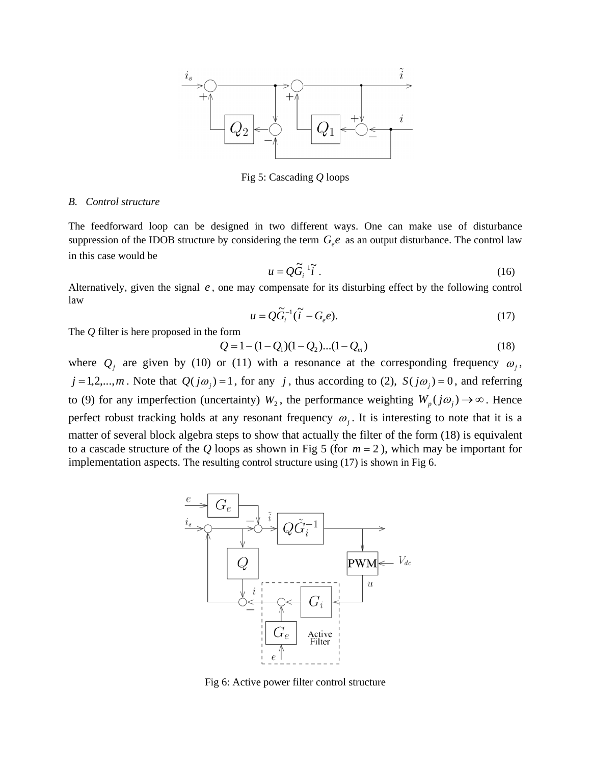Fig 5: Cascading $Q$ loops

*B. Control structure*

The feedforward loop can be designed in two different ways. One can make use of disturbance suppression of the IDOB structure by considering the term $G_e e$ as an output disturbance. The control law in this case would be

$$u = Q\tilde{G}_i^{-1}\tilde{i}\ . \tag{16}$$

Alternatively, given the signal $e$, one may compensate for its disturbing effect by the following control law

$$u = Q\tilde{G}_i^{-1}(\tilde{i} - G_e e). \tag{17}$$

The $Q$ filter is here proposed in the form

$$Q = 1 - (1 - Q_1)(1 - Q_2)...(1 - Q_m) \tag{18}$$

where $Q_j$ are given by (10) or (11) with a resonance at the corresponding frequency $\omega_j$, $j = 1,2,...,m$. Note that $Q(j\omega_j) = 1$, for any $j$, thus according to (2), $S(j\omega_j) = 0$, and referring to (9) for any imperfection (uncertainty) $W_2$, the performance weighting $W_p(j\omega_j) \rightarrow \infty$. Hence perfect robust tracking holds at any resonant frequency $\omega_j$. It is interesting to note that it is a matter of several block algebra steps to show that actually the filter of the form (18) is equivalent to a cascade structure of the $Q$ loops as shown in Fig 5 (for $m = 2$), which may be important for implementation aspects. The resulting control structure using (17) is shown in Fig 6.

Fig 6: Active power filter control structure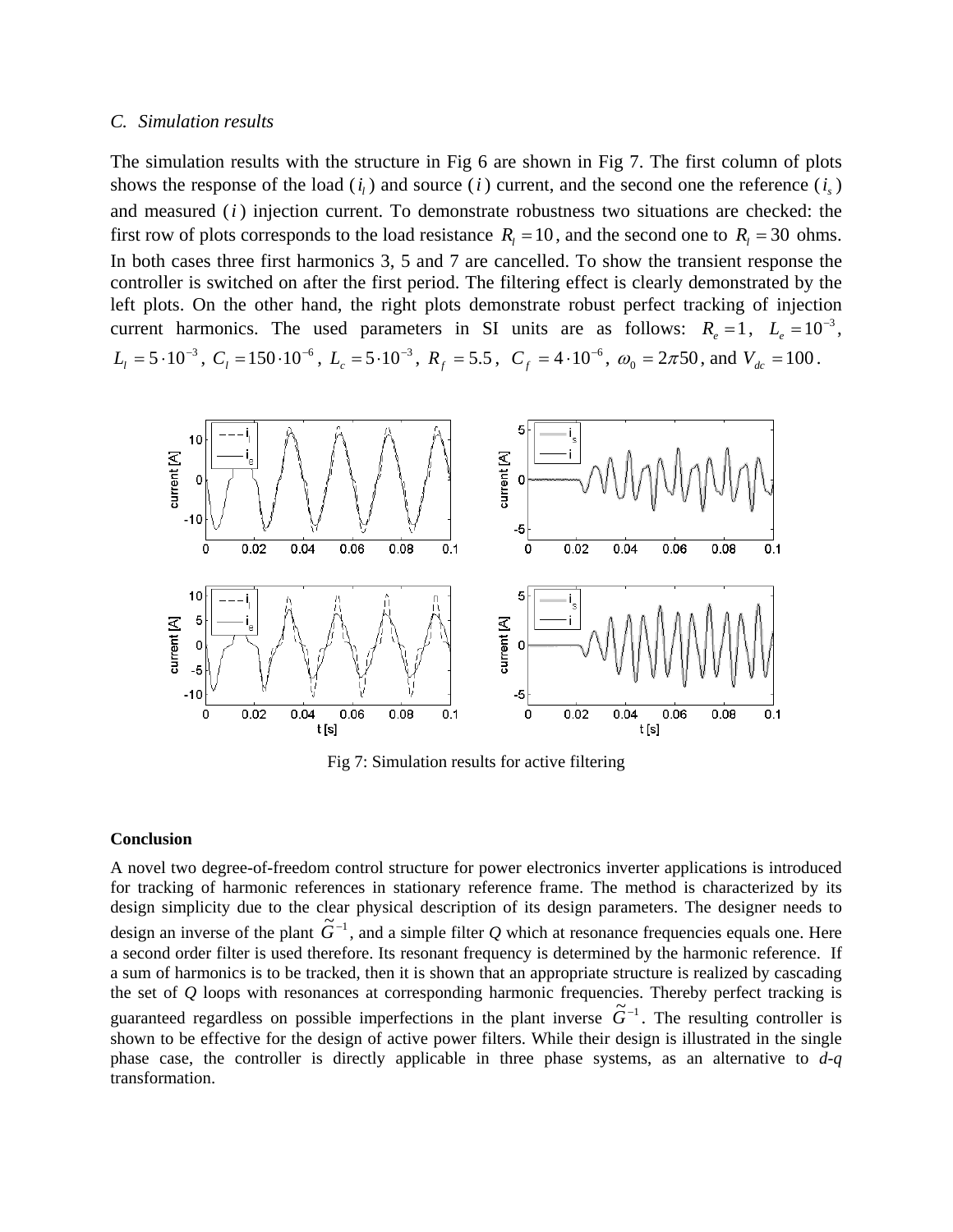### C. Simulation results

The simulation results with the structure in Fig 6 are shown in Fig 7. The first column of plots shows the response of the load ($i_l$) and source ($i$) current, and the second one the reference ($i_s$) and measured ($i$) injection current. To demonstrate robustness two situations are checked: the first row of plots corresponds to the load resistance $R_l = 10$, and the second one to $R_l = 30$ ohms. In both cases three first harmonics 3, 5 and 7 are cancelled. To show the transient response the controller is switched on after the first period. The filtering effect is clearly demonstrated by the left plots. On the other hand, the right plots demonstrate robust perfect tracking of injection current harmonics. The used parameters in SI units are as follows: $R_e = 1$, $L_e = 10^{-3}$, $L_l = 5 \cdot 10^{-3}$, $C_l = 150 \cdot 10^{-6}$, $L_c = 5 \cdot 10^{-3}$, $R_f = 5.5$, $C_f = 4 \cdot 10^{-6}$, $\omega_0 = 2\pi 50$, and $V_{dc} = 100$.

current [A]
$i_l$
$i_e$
10
0
-10
0 0.02 0.04 0.06 0.08 0.1

current [A]
$i_s$
$i$
5
0
-5
0 0.02 0.04 0.06 0.08 0.1

current [A]
$i_l$
$i_e$
10
5
0
-5
-10
0 0.02 0.04 0.06 0.08 0.1
t [s]

current [A]
$i_s$
$i$
5
0
-5
0 0.02 0.04 0.06 0.08 0.1
t [s]

Fig 7: Simulation results for active filtering

**Conclusion**

A novel two degree-of-freedom control structure for power electronics inverter applications is introduced for tracking of harmonic references in stationary reference frame. The method is characterized by its design simplicity due to the clear physical description of its design parameters. The designer needs to design an inverse of the plant $\tilde{G}^{-1}$, and a simple filter *Q* which at resonance frequencies equals one. Here a second order filter is used therefore. Its resonant frequency is determined by the harmonic reference. If a sum of harmonics is to be tracked, then it is shown that an appropriate structure is realized by cascading the set of *Q* loops with resonances at corresponding harmonic frequencies. Thereby perfect tracking is guaranteed regardless on possible imperfections in the plant inverse $\tilde{G}^{-1}$. The resulting controller is shown to be effective for the design of active power filters. While their design is illustrated in the single phase case, the controller is directly applicable in three phase systems, as an alternative to *d-q* transformation.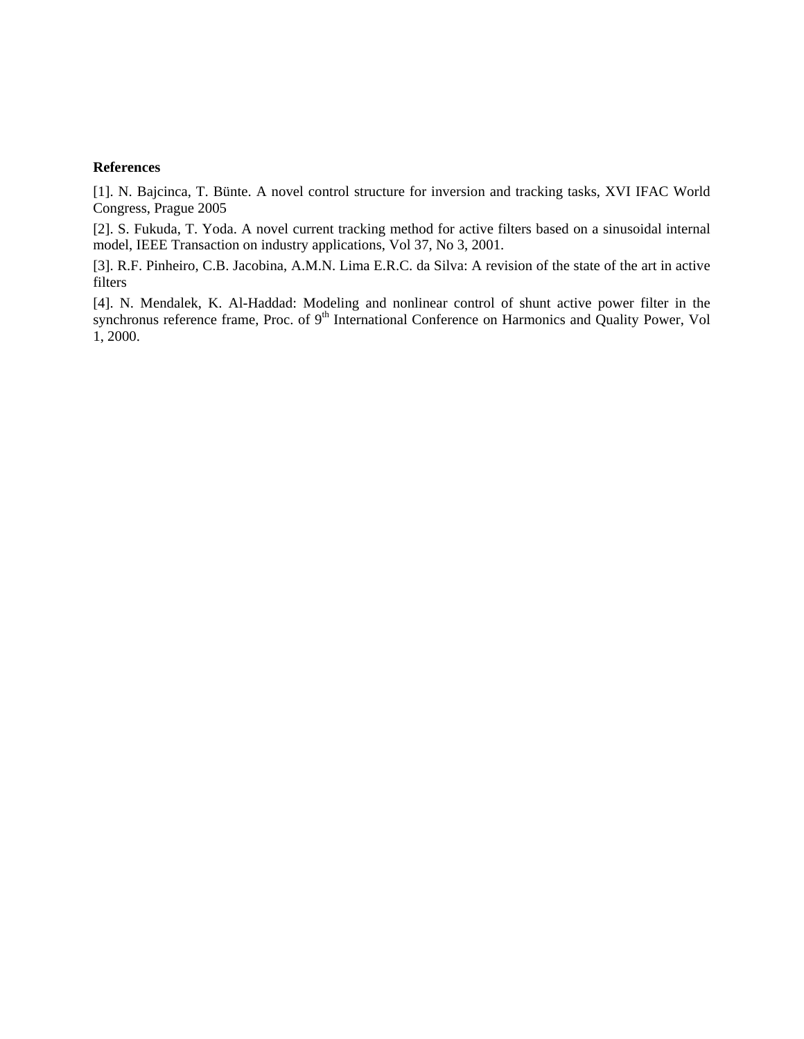**References**

[1]. N. Bajcinca, T. Bünte. A novel control structure for inversion and tracking tasks, XVI IFAC World Congress, Prague 2005

[2]. S. Fukuda, T. Yoda. A novel current tracking method for active filters based on a sinusoidal internal model, IEEE Transaction on industry applications, Vol 37, No 3, 2001.

[3]. R.F. Pinheiro, C.B. Jacobina, A.M.N. Lima E.R.C. da Silva: A revision of the state of the art in active filters

[4]. N. Mendalek, K. Al-Haddad: Modeling and nonlinear control of shunt active power filter in the synchronus reference frame, Proc. of 9th International Conference on Harmonics and Quality Power, Vol 1, 2000.